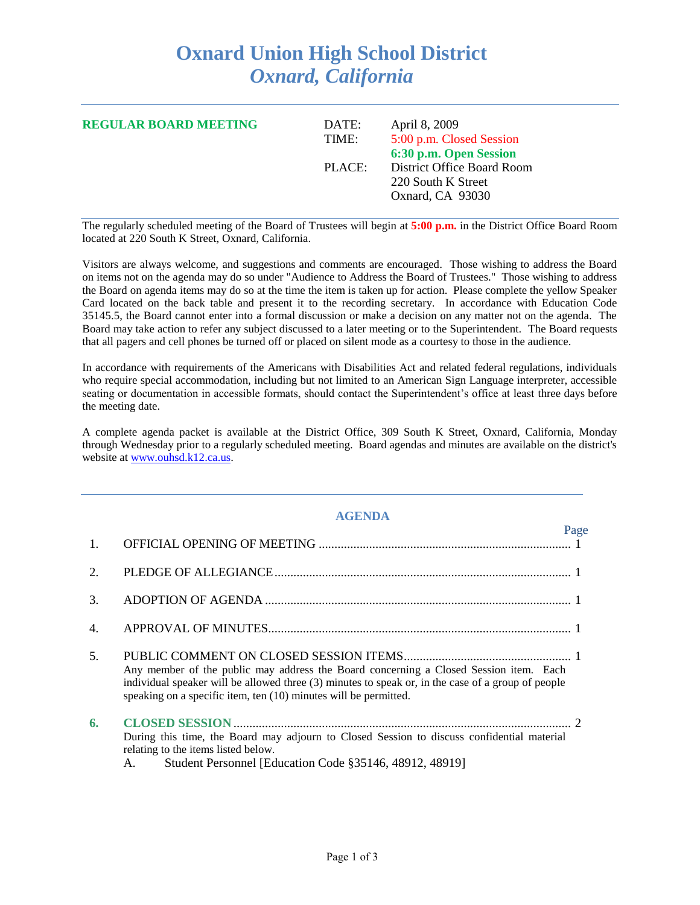# Oxnard Union High School District
## *Oxnard, California*

---

**REGULAR BOARD MEETING**

| | |
|---|---|
| DATE: | April 8, 2009 |
| TIME: | 5:00 p.m. Closed Session |
| | **6:30 p.m. Open Session** |
| PLACE: | District Office Board Room |
| | 220 South K Street |
| | Oxnard, CA 93030 |

---

The regularly scheduled meeting of the Board of Trustees will begin at **5:00 p.m.** in the District Office Board Room located at 220 South K Street, Oxnard, California.

Visitors are always welcome, and suggestions and comments are encouraged. Those wishing to address the Board on items not on the agenda may do so under "Audience to Address the Board of Trustees." Those wishing to address the Board on agenda items may do so at the time the item is taken up for action. Please complete the yellow Speaker Card located on the back table and present it to the recording secretary. In accordance with Education Code 35145.5, the Board cannot enter into a formal discussion or make a decision on any matter not on the agenda. The Board may take action to refer any subject discussed to a later meeting or to the Superintendent. The Board requests that all pagers and cell phones be turned off or placed on silent mode as a courtesy to those in the audience.

In accordance with requirements of the Americans with Disabilities Act and related federal regulations, individuals who require special accommodation, including but not limited to an American Sign Language interpreter, accessible seating or documentation in accessible formats, should contact the Superintendent's office at least three days before the meeting date.

A complete agenda packet is available at the District Office, 309 South K Street, Oxnard, California, Monday through Wednesday prior to a regularly scheduled meeting. Board agendas and minutes are available on the district's website at [www.ouhsd.k12.ca.us](http://www.ouhsd.k12.ca.us).

---

## AGENDA

| | | Page |
|---|---|---|
| 1. | OFFICIAL OPENING OF MEETING | 1 |
| 2. | PLEDGE OF ALLEGIANCE | 1 |
| 3. | ADOPTION OF AGENDA | 1 |
| 4. | APPROVAL OF MINUTES | 1 |
| 5. | PUBLIC COMMENT ON CLOSED SESSION ITEMS | 1 |

Any member of the public may address the Board concerning a Closed Session item. Each individual speaker will be allowed three (3) minutes to speak or, in the case of a group of people speaking on a specific item, ten (10) minutes will be permitted.

**6. CLOSED SESSION** ........ 2

During this time, the Board may adjourn to Closed Session to discuss confidential material relating to the items listed below.

A. Student Personnel [Education Code §35146, 48912, 48919]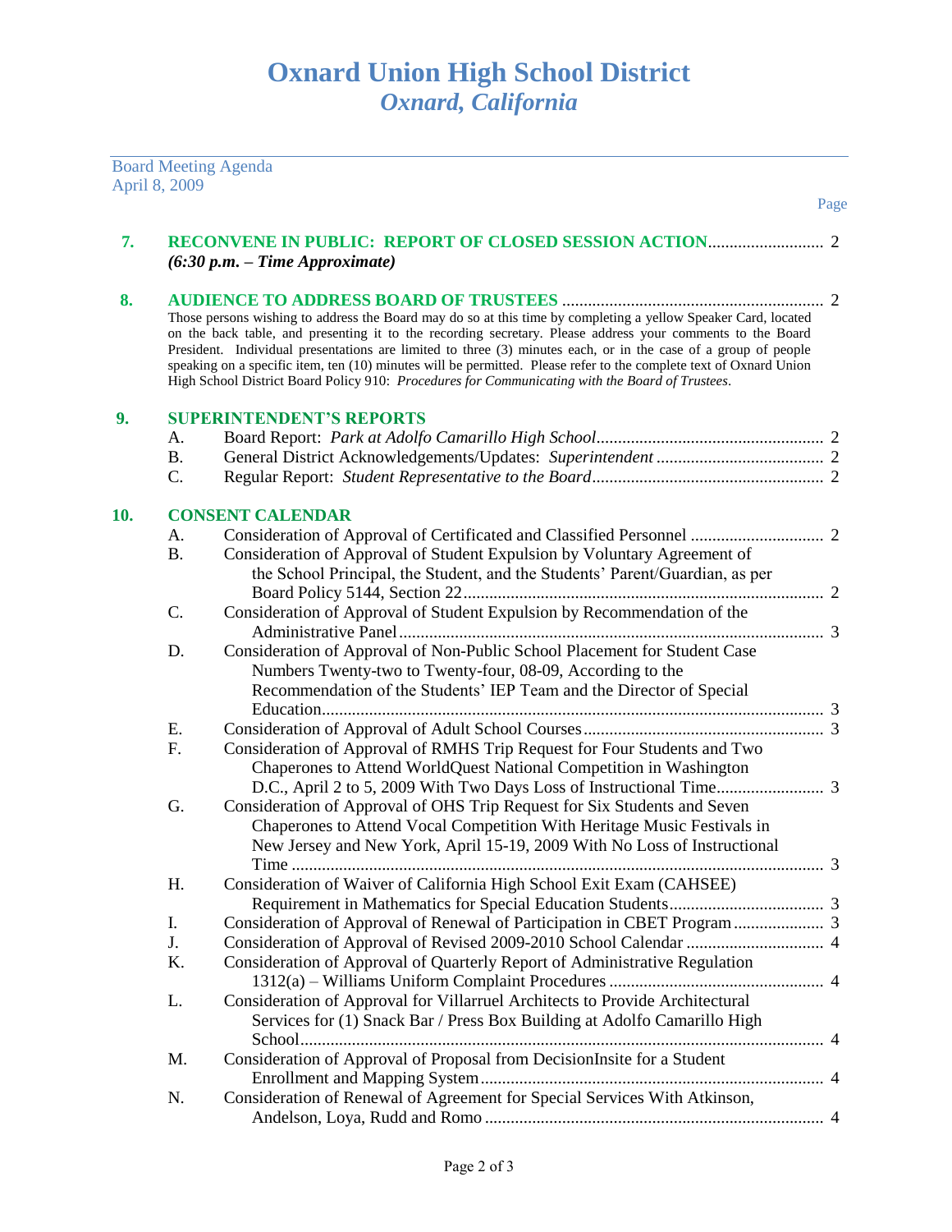# Oxnard Union High School District
## *Oxnard, California*

Board Meeting Agenda
April 8, 2009

Page

**7. RECONVENE IN PUBLIC: REPORT OF CLOSED SESSION ACTION** .......................... 2
***(6:30 p.m. – Time Approximate)***

**8. AUDIENCE TO ADDRESS BOARD OF TRUSTEES** .......................................................... 2
Those persons wishing to address the Board may do so at this time by completing a yellow Speaker Card, located on the back table, and presenting it to the recording secretary. Please address your comments to the Board President. Individual presentations are limited to three (3) minutes each, or in the case of a group of people speaking on a specific item, ten (10) minutes will be permitted. Please refer to the complete text of Oxnard Union High School District Board Policy 910: *Procedures for Communicating with the Board of Trustees*.

**9. SUPERINTENDENT'S REPORTS**

A. Board Report: *Park at Adolfo Camarillo High School*.................................................... 2
B. General District Acknowledgements/Updates: *Superintendent* ...................................... 2
C. Regular Report: *Student Representative to the Board*..................................................... 2

**10. CONSENT CALENDAR**

A. Consideration of Approval of Certificated and Classified Personnel .............................. 2
B. Consideration of Approval of Student Expulsion by Voluntary Agreement of the School Principal, the Student, and the Students' Parent/Guardian, as per Board Policy 5144, Section 22.................................................................................. 2
C. Consideration of Approval of Student Expulsion by Recommendation of the Administrative Panel.................................................................................................. 3
D. Consideration of Approval of Non-Public School Placement for Student Case Numbers Twenty-two to Twenty-four, 08-09, According to the Recommendation of the Students' IEP Team and the Director of Special Education.................................................................................................................... 3
E. Consideration of Approval of Adult School Courses....................................................... 3
F. Consideration of Approval of RMHS Trip Request for Four Students and Two Chaperones to Attend WorldQuest National Competition in Washington D.C., April 2 to 5, 2009 With Two Days Loss of Instructional Time........................ 3
G. Consideration of Approval of OHS Trip Request for Six Students and Seven Chaperones to Attend Vocal Competition With Heritage Music Festivals in New Jersey and New York, April 15-19, 2009 With No Loss of Instructional Time .......................................................................................................................... 3
H. Consideration of Waiver of California High School Exit Exam (CAHSEE) Requirement in Mathematics for Special Education Students................................... 3
I. Consideration of Approval of Renewal of Participation in CBET Program .................... 3
J. Consideration of Approval of Revised 2009-2010 School Calendar ............................... 4
K. Consideration of Approval of Quarterly Report of Administrative Regulation 1312(a) – Williams Uniform Complaint Procedures ................................................ 4
L. Consideration of Approval for Villarruel Architects to Provide Architectural Services for (1) Snack Bar / Press Box Building at Adolfo Camarillo High School........................................................................................................................ 4
M. Consideration of Approval of Proposal from DecisionInsite for a Student Enrollment and Mapping System............................................................................... 4
N. Consideration of Renewal of Agreement for Special Services With Atkinson, Andelson, Loya, Rudd and Romo .............................................................................. 4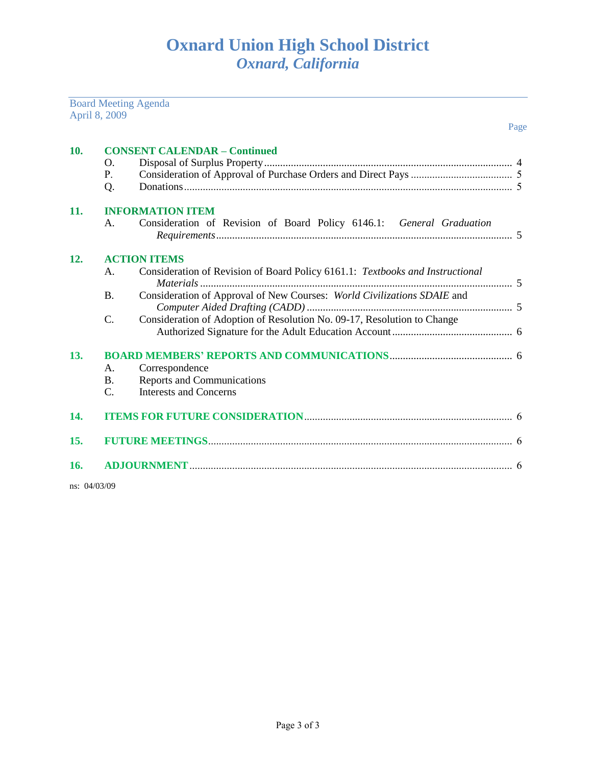# Oxnard Union High School District
## *Oxnard, California*

Board Meeting Agenda
April 8, 2009

Page

**10. CONSENT CALENDAR – Continued**

- O. Disposal of Surplus Property ........ 4
- P. Consideration of Approval of Purchase Orders and Direct Pays ........ 5
- Q. Donations ........ 5

**11. INFORMATION ITEM**

- A. Consideration of Revision of Board Policy 6146.1: *General Graduation Requirements* ........ 5

**12. ACTION ITEMS**

- A. Consideration of Revision of Board Policy 6161.1: *Textbooks and Instructional Materials* ........ 5
- B. Consideration of Approval of New Courses: *World Civilizations SDAIE* and *Computer Aided Drafting (CADD)* ........ 5
- C. Consideration of Adoption of Resolution No. 09-17, Resolution to Change Authorized Signature for the Adult Education Account ........ 6

**13. BOARD MEMBERS' REPORTS AND COMMUNICATIONS** ........ 6

- A. Correspondence
- B. Reports and Communications
- C. Interests and Concerns

**14. ITEMS FOR FUTURE CONSIDERATION** ........ 6

**15. FUTURE MEETINGS** ........ 6

**16. ADJOURNMENT** ........ 6

ns: 04/03/09